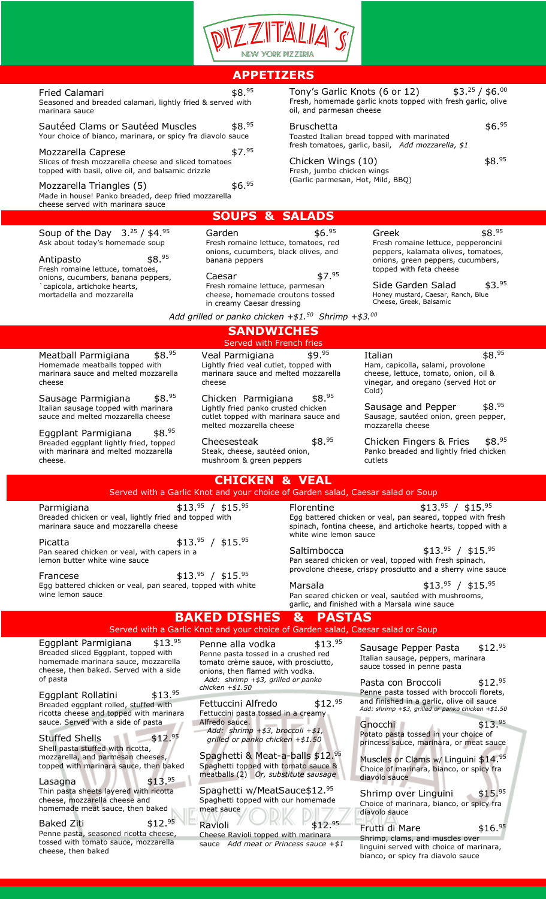# PIZZITALIA'S
NEW YORK PIZZERIA

## APPETIZERS

**Fried Calamari** $8.95
Seasoned and breaded calamari, lightly fried & served with marinara sauce

**Sautéed Clams or Sautéed Muscles** $8.95
Your choice of bianco, marinara, or spicy fra diavolo sauce

**Mozzarella Caprese** $7.95
Slices of fresh mozzarella cheese and sliced tomatoes topped with basil, olive oil, and balsamic drizzle

**Mozzarella Triangles (5)** $6.95
Made in house! Panko breaded, deep fried mozzarella cheese served with marinara sauce

**Tony's Garlic Knots (6 or 12)** $3.25 / $6.00
Fresh, homemade garlic knots topped with fresh garlic, olive oil, and parmesan cheese

**Bruschetta** $6.95
Toasted Italian bread topped with marinated fresh tomatoes, garlic, basil, *Add mozzarella, $1*

**Chicken Wings (10)** $8.95
Fresh, jumbo chicken wings
(Garlic parmesan, Hot, Mild, BBQ)

## SOUPS & SALADS

**Soup of the Day** 3.25 / $4.95
Ask about today's homemade soup

**Antipasto** $8.95
Fresh romaine lettuce, tomatoes, onions, cucumbers, banana peppers, `capicola, artichoke hearts, mortadella and mozzarella

**Garden** $6.95
Fresh romaine lettuce, tomatoes, red onions, cucumbers, black olives, and banana peppers

**Caesar** $7.95
Fresh romaine lettuce, parmesan cheese, homemade croutons tossed in creamy Caesar dressing

**Greek** $8.95
Fresh romaine lettuce, pepperoncini peppers, kalamata olives, tomatoes, onions, green peppers, cucumbers, topped with feta cheese

**Side Garden Salad** $3.95
Honey mustard, Caesar, Ranch, Blue Cheese, Greek, Balsamic

*Add grilled or panko chicken +$1.50 Shrimp +$3.00*

## SANDWICHES
Served with French fries

**Meatball Parmigiana** $8.95
Homemade meatballs topped with marinara sauce and melted mozzarella cheese

**Sausage Parmigiana** $8.95
Italian sausage topped with marinara sauce and melted mozzarella cheese

**Eggplant Parmigiana** $8.95
Breaded eggplant lightly fried, topped with marinara and melted mozzarella cheese.

**Veal Parmigiana** $9.95
Lightly fried veal cutlet, topped with marinara sauce and melted mozzarella cheese

**Chicken Parmigiana** $8.95
Lightly fried panko crusted chicken cutlet topped with marinara sauce and melted mozzarella cheese

**Cheesesteak** $8.95
Steak, cheese, sautéed onion, mushroom & green peppers

**Italian** $8.95
Ham, capicolla, salami, provolone cheese, lettuce, tomato, onion, oil & vinegar, and oregano (served Hot or Cold)

**Sausage and Pepper** $8.95
Sausage, sautéed onion, green pepper, mozzarella cheese

**Chicken Fingers & Fries** $8.95
Panko breaded and lightly fried chicken cutlets

## CHICKEN & VEAL
Served with a Garlic Knot and your choice of Garden salad, Caesar salad or Soup

**Parmigiana** $13.95 / $15.95
Breaded chicken or veal, lightly fried and topped with marinara sauce and mozzarella cheese

**Picatta** $13.95 / $15.95
Pan seared chicken or veal, with capers in a lemon butter white wine sauce

**Francese** $13.95 / $15.95
Egg battered chicken or veal, pan seared, topped with white wine lemon sauce

**Florentine** $13.95 / $15.95
Egg battered chicken or veal, pan seared, topped with fresh spinach, fontina cheese, and artichoke hearts, topped with a white wine lemon sauce

**Saltimbocca** $13.95 / $15.95
Pan seared chicken or veal, topped with fresh spinach, provolone cheese, crispy prosciutto and a sherry wine sauce

**Marsala** $13.95 / $15.95
Pan seared chicken or veal, sautéed with mushrooms, garlic, and finished with a Marsala wine sauce

## BAKED DISHES & PASTAS
Served with a Garlic Knot and your choice of Garden salad, Caesar salad or Soup

**Eggplant Parmigiana** $13.95
Breaded sliced Eggplant, topped with homemade marinara sauce, mozzarella cheese, then baked. Served with a side of pasta

**Eggplant Rollatini** $13.95
Breaded eggplant rolled, stuffed with ricotta cheese and topped with marinara sauce. Served with a side of pasta

**Stuffed Shells** $12.95
Shell pasta stuffed with ricotta, mozzarella, and parmesan cheeses, topped with marinara sauce, then baked

**Lasagna** $13.95
Thin pasta sheets layered with ricotta cheese, mozzarella cheese and homemade meat sauce, then baked

**Baked Ziti** $12.95
Penne pasta, seasoned ricotta cheese, tossed with tomato sauce, mozzarella cheese, then baked

**Penne alla vodka** $13.95
Penne pasta tossed in a crushed red tomato crème sauce, with prosciutto, onions, then flamed with vodka.
*Add: shrimp +$3, grilled or panko chicken +$1.50*

**Fettuccini Alfredo** $12.95
Fettuccini pasta tossed in a creamy Alfredo sauce.
*Add: shrimp +$3, broccoli +$1, grilled or panko chicken +$1.50*

**Spaghetti & Meat-a-balls** $12.95
Spaghetti topped with tomato sauce & meatballs (2) *Or, substitute sausage*

**Spaghetti w/MeatSauce** $12.95
Spaghetti topped with our homemade meat sauce

**Ravioli** $12.95
Cheese Ravioli topped with marinara sauce *Add meat or Princess sauce +$1*

**Sausage Pepper Pasta** $12.95
Italian sausage, peppers, marinara sauce tossed in penne pasta

**Pasta con Broccoli** $12.95
Penne pasta tossed with broccoli florets, and finished in a garlic, olive oil sauce
*Add: shrimp +$3, grilled or panko chicken +$1.50*

**Gnocchi** $13.95
Potato pasta tossed in your choice of princess sauce, marinara, or meat sauce

**Muscles or Clams w/ Linguini** $14.95
Choice of marinara, bianco, or spicy fra diavolo sauce

**Shrimp over Linguini** $15.95
Choice of marinara, bianco, or spicy fra diavolo sauce

**Frutti di Mare** $16.95
Shrimp, clams, and muscles over linguini served with choice of marinara, bianco, or spicy fra diavolo sauce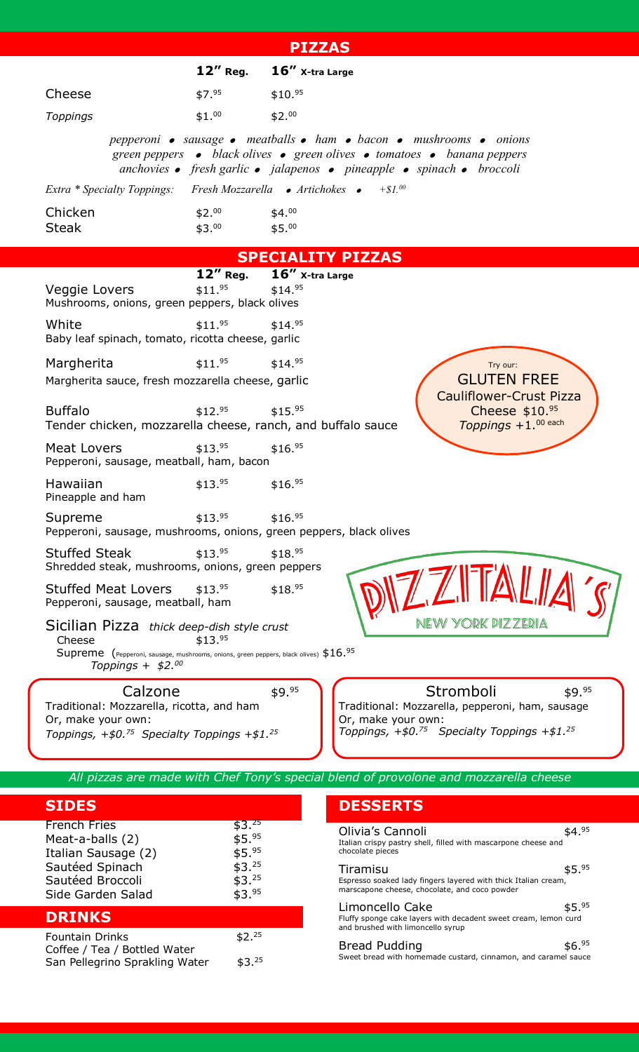## PIZZAS

| | 12″ Reg. | 16″ X-tra Large |
|---|---|---|
| Cheese | \$7.95 | \$10.95 |
| *Toppings* | \$1.00 | \$2.00 |

*pepperoni • sausage • meatballs • ham • bacon • mushrooms • onions green peppers • black olives • green olives • tomatoes • banana peppers anchovies • fresh garlic • jalapenos • pineapple • spinach • broccoli*

*Extra * Specialty Toppings: Fresh Mozzarella • Artichokes • +\$1.00*

| | 12″ Reg. | 16″ X-tra Large |
|---|---|---|
| Chicken | \$2.00 | \$4.00 |
| Steak | \$3.00 | \$5.00 |

## SPECIALITY PIZZAS

| | 12″ Reg. | 16″ X-tra Large |
|---|---|---|
| Veggie Lovers<br>Mushrooms, onions, green peppers, black olives | \$11.95 | \$14.95 |
| White<br>Baby leaf spinach, tomato, ricotta cheese, garlic | \$11.95 | \$14.95 |
| Margherita<br>Margherita sauce, fresh mozzarella cheese, garlic | \$11.95 | \$14.95 |
| Buffalo<br>Tender chicken, mozzarella cheese, ranch, and buffalo sauce | \$12.95 | \$15.95 |
| Meat Lovers<br>Pepperoni, sausage, meatball, ham, bacon | \$13.95 | \$16.95 |
| Hawaiian<br>Pineapple and ham | \$13.95 | \$16.95 |
| Supreme<br>Pepperoni, sausage, mushrooms, onions, green peppers, black olives | \$13.95 | \$16.95 |
| Stuffed Steak<br>Shredded steak, mushrooms, onions, green peppers | \$13.95 | \$18.95 |
| Stuffed Meat Lovers<br>Pepperoni, sausage, meatball, ham | \$13.95 | \$18.95 |

Try our:
**GLUTEN FREE**
Cauliflower-Crust Pizza
Cheese \$10.95
*Toppings +1.00 each*

### Sicilian Pizza *thick deep-dish style crust*

Cheese \$13.95
Supreme (Pepperoni, sausage, mushrooms, onions, green peppers, black olives) \$16.95
*Toppings + \$2.00*

PIZZITALIA'S
NEW YORK PIZZERIA

### Calzone \$9.95

Traditional: Mozzarella, ricotta, and ham
Or, make your own:
*Toppings, +\$0.75 Specialty Toppings +\$1.25*

### Stromboli \$9.95

Traditional: Mozzarella, pepperoni, ham, sausage
Or, make your own:
*Toppings, +\$0.75 Specialty Toppings +\$1.25*

*All pizzas are made with Chef Tony's special blend of provolone and mozzarella cheese*

## SIDES

| | |
|---|---|
| French Fries | \$3.25 |
| Meat-a-balls (2) | \$5.95 |
| Italian Sausage (2) | \$5.95 |
| Sautéed Spinach | \$3.25 |
| Sautéed Broccoli | \$3.25 |
| Side Garden Salad | \$3.95 |

## DRINKS

| | |
|---|---|
| Fountain Drinks<br>Coffee / Tea / Bottled Water | \$2.25 |
| San Pellegrino Sprakling Water | \$3.25 |

## DESSERTS

**Olivia's Cannoli** \$4.95
Italian crispy pastry shell, filled with mascarpone cheese and chocolate pieces

**Tiramisu** \$5.95
Espresso soaked lady fingers layered with thick Italian cream, marscapone cheese, chocolate, and coco powder

**Limoncello Cake** \$5.95
Fluffy sponge cake layers with decadent sweet cream, lemon curd and brushed with limoncello syrup

**Bread Pudding** \$6.95
Sweet bread with homemade custard, cinnamon, and caramel sauce